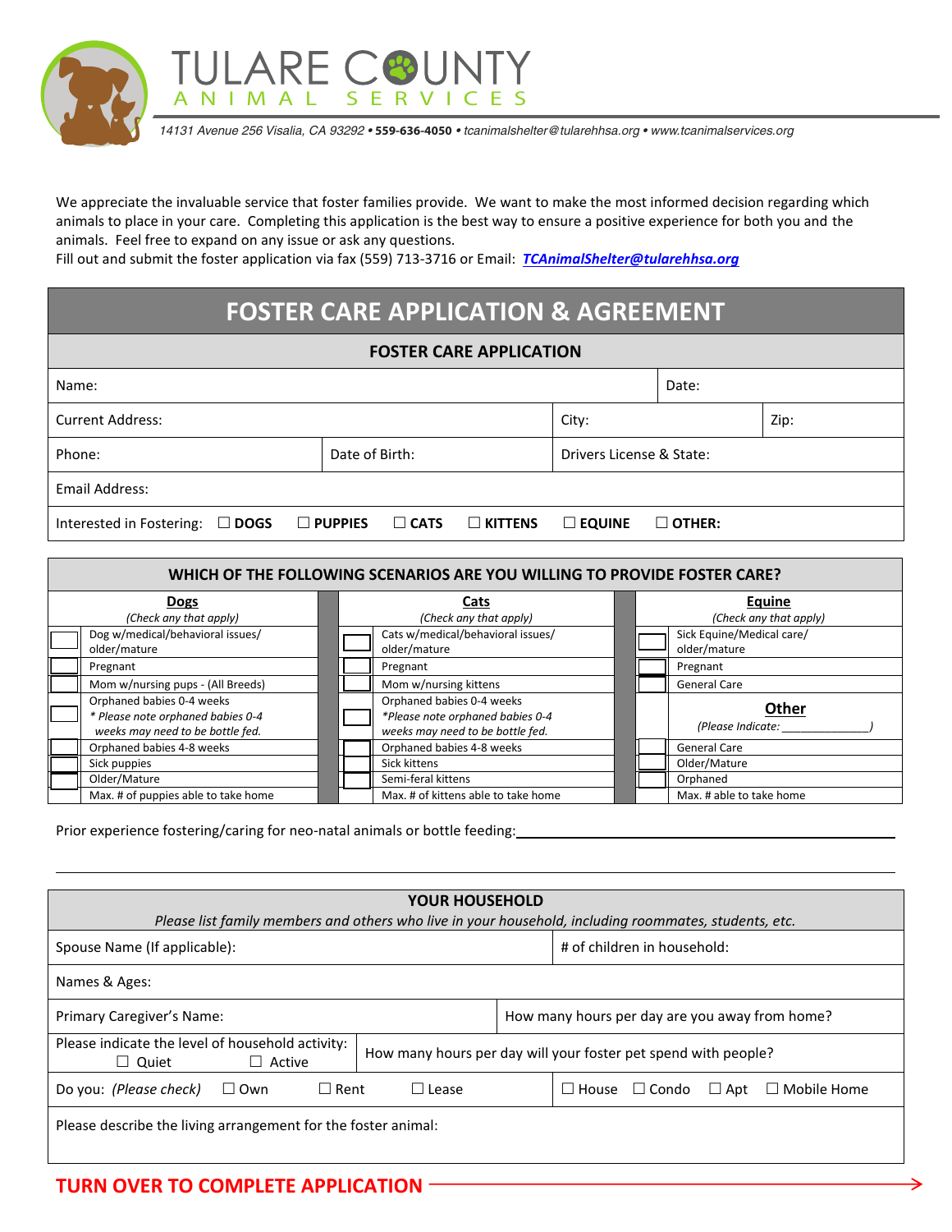# TULARE COUNTY ANIMAL SERVICES

*14131 Avenue 256 Visalia, CA 93292 •* **559-636-4050** *• tcanimalshelter@tularehhsa.org • www.tcanimalservices.org*

We appreciate the invaluable service that foster families provide. We want to make the most informed decision regarding which animals to place in your care. Completing this application is the best way to ensure a positive experience for both you and the animals. Feel free to expand on any issue or ask any questions.
Fill out and submit the foster application via fax (559) 713-3716 or Email: ***TCAnimalShelter@tularehhsa.org***

## FOSTER CARE APPLICATION & AGREEMENT

### FOSTER CARE APPLICATION

| | | | |
|---|---|---|---|
| Name: | | | Date: |
| Current Address: | | City: | Zip: |
| Phone: | Date of Birth: | Drivers License & State: | |
| Email Address: | | | |

Interested in Fostering: ☐ **DOGS** ☐ **PUPPIES** ☐ **CATS** ☐ **KITTENS** ☐ **EQUINE** ☐ **OTHER:**

### WHICH OF THE FOLLOWING SCENARIOS ARE YOU WILLING TO PROVIDE FOSTER CARE?

| | **Dogs** *(Check any that apply)* | | **Cats** *(Check any that apply)* | | **Equine** *(Check any that apply)* |
|---|---|---|---|---|---|
| ☐ | Dog w/medical/behavioral issues/ older/mature | ☐ | Cats w/medical/behavioral issues/ older/mature | ☐ | Sick Equine/Medical care/ older/mature |
| ☐ | Pregnant | ☐ | Pregnant | ☐ | Pregnant |
| ☐ | Mom w/nursing pups - (All Breeds) | ☐ | Mom w/nursing kittens | ☐ | General Care |
| ☐ | Orphaned babies 0-4 weeks *\* Please note orphaned babies 0-4 weeks may need to be bottle fed.* | ☐ | Orphaned babies 0-4 weeks *\*Please note orphaned babies 0-4 weeks may need to be bottle fed.* | | **Other** *(Please Indicate: ______________)* |
| ☐ | Orphaned babies 4-8 weeks | ☐ | Orphaned babies 4-8 weeks | ☐ | General Care |
| ☐ | Sick puppies | ☐ | Sick kittens | ☐ | Older/Mature |
| ☐ | Older/Mature | ☐ | Semi-feral kittens | ☐ | Orphaned |
| | Max. # of puppies able to take home | | Max. # of kittens able to take home | | Max. # able to take home |

Prior experience fostering/caring for neo-natal animals or bottle feeding: ______________________________

______________________________________________________________________

### YOUR HOUSEHOLD

*Please list family members and others who live in your household, including roommates, students, etc.*

| | |
|---|---|
| Spouse Name (If applicable): | # of children in household: |
| Names & Ages: | |
| Primary Caregiver's Name: | How many hours per day are you away from home? |
| Please indicate the level of household activity: ☐ Quiet ☐ Active | How many hours per day will your foster pet spend with people? |
| Do you: *(Please check)* ☐ Own ☐ Rent ☐ Lease | ☐ House ☐ Condo ☐ Apt ☐ Mobile Home |
| Please describe the living arrangement for the foster animal: | |

**TURN OVER TO COMPLETE APPLICATION** →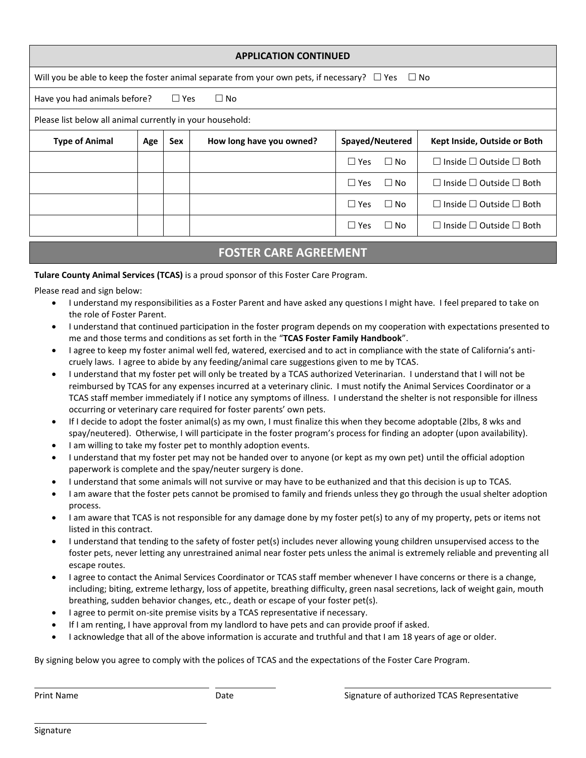## APPLICATION CONTINUED

Will you be able to keep the foster animal separate from your own pets, if necessary? ☐ Yes ☐ No

Have you had animals before? ☐ Yes ☐ No

Please list below all animal currently in your household:

| Type of Animal | Age | Sex | How long have you owned? | Spayed/Neutered | Kept Inside, Outside or Both |
|---|---|---|---|---|---|
| | | | | ☐ Yes ☐ No | ☐ Inside ☐ Outside ☐ Both |
| | | | | ☐ Yes ☐ No | ☐ Inside ☐ Outside ☐ Both |
| | | | | ☐ Yes ☐ No | ☐ Inside ☐ Outside ☐ Both |
| | | | | ☐ Yes ☐ No | ☐ Inside ☐ Outside ☐ Both |

## FOSTER CARE AGREEMENT

**Tulare County Animal Services (TCAS)** is a proud sponsor of this Foster Care Program.

Please read and sign below:

- I understand my responsibilities as a Foster Parent and have asked any questions I might have. I feel prepared to take on the role of Foster Parent.
- I understand that continued participation in the foster program depends on my cooperation with expectations presented to me and those terms and conditions as set forth in the "**TCAS Foster Family Handbook**".
- I agree to keep my foster animal well fed, watered, exercised and to act in compliance with the state of California's anti-cruely laws. I agree to abide by any feeding/animal care suggestions given to me by TCAS.
- I understand that my foster pet will only be treated by a TCAS authorized Veterinarian. I understand that I will not be reimbursed by TCAS for any expenses incurred at a veterinary clinic. I must notify the Animal Services Coordinator or a TCAS staff member immediately if I notice any symptoms of illness. I understand the shelter is not responsible for illness occurring or veterinary care required for foster parents' own pets.
- If I decide to adopt the foster animal(s) as my own, I must finalize this when they become adoptable (2lbs, 8 wks and spay/neutered). Otherwise, I will participate in the foster program's process for finding an adopter (upon availability).
- I am willing to take my foster pet to monthly adoption events.
- I understand that my foster pet may not be handed over to anyone (or kept as my own pet) until the official adoption paperwork is complete and the spay/neuter surgery is done.
- I understand that some animals will not survive or may have to be euthanized and that this decision is up to TCAS.
- I am aware that the foster pets cannot be promised to family and friends unless they go through the usual shelter adoption process.
- I am aware that TCAS is not responsible for any damage done by my foster pet(s) to any of my property, pets or items not listed in this contract.
- I understand that tending to the safety of foster pet(s) includes never allowing young children unsupervised access to the foster pets, never letting any unrestrained animal near foster pets unless the animal is extremely reliable and preventing all escape routes.
- I agree to contact the Animal Services Coordinator or TCAS staff member whenever I have concerns or there is a change, including; biting, extreme lethargy, loss of appetite, breathing difficulty, green nasal secretions, lack of weight gain, mouth breathing, sudden behavior changes, etc., death or escape of your foster pet(s).
- I agree to permit on-site premise visits by a TCAS representative if necessary.
- If I am renting, I have approval from my landlord to have pets and can provide proof if asked.
- I acknowledge that all of the above information is accurate and truthful and that I am 18 years of age or older.

By signing below you agree to comply with the polices of TCAS and the expectations of the Foster Care Program.

Print Name ______________________ Date __________ Signature of authorized TCAS Representative ______________________

Signature ______________________